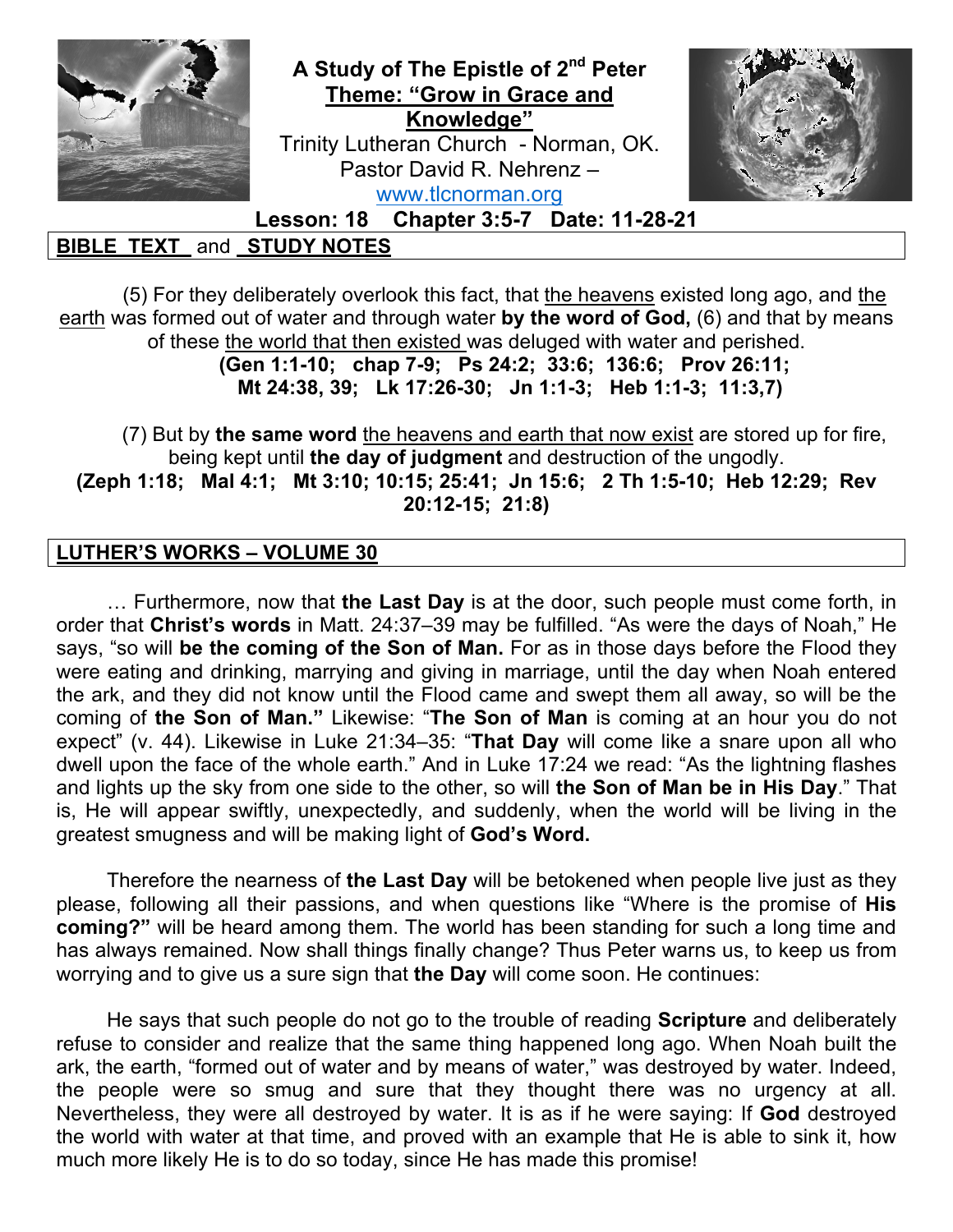# A Study of The Epistle of 2nd Peter

## Theme: "Grow in Grace and Knowledge"

Trinity Lutheran Church - Norman, OK.
Pastor David R. Nehrenz –
www.tlcnorman.org

**Lesson: 18 Chapter 3:5-7 Date: 11-28-21**

## BIBLE TEXT and STUDY NOTES

(5) For they deliberately overlook this fact, that the heavens existed long ago, and the earth was formed out of water and through water **by the word of God,** (6) and that by means of these the world that then existed was deluged with water and perished.

**(Gen 1:1-10; chap 7-9; Ps 24:2; 33:6; 136:6; Prov 26:11; Mt 24:38, 39; Lk 17:26-30; Jn 1:1-3; Heb 1:1-3; 11:3,7)**

(7) But by **the same word** the heavens and earth that now exist are stored up for fire, being kept until **the day of judgment** and destruction of the ungodly.

**(Zeph 1:18; Mal 4:1; Mt 3:10; 10:15; 25:41; Jn 15:6; 2 Th 1:5-10; Heb 12:29; Rev 20:12-15; 21:8)**

## LUTHER'S WORKS – VOLUME 30

… Furthermore, now that **the Last Day** is at the door, such people must come forth, in order that **Christ's words** in Matt. 24:37–39 may be fulfilled. "As were the days of Noah," He says, "so will **be the coming of the Son of Man.** For as in those days before the Flood they were eating and drinking, marrying and giving in marriage, until the day when Noah entered the ark, and they did not know until the Flood came and swept them all away, so will be the coming of **the Son of Man."** Likewise: "**The Son of Man** is coming at an hour you do not expect" (v. 44). Likewise in Luke 21:34–35: "**That Day** will come like a snare upon all who dwell upon the face of the whole earth." And in Luke 17:24 we read: "As the lightning flashes and lights up the sky from one side to the other, so will **the Son of Man be in His Day**." That is, He will appear swiftly, unexpectedly, and suddenly, when the world will be living in the greatest smugness and will be making light of **God's Word.**

Therefore the nearness of **the Last Day** will be betokened when people live just as they please, following all their passions, and when questions like "Where is the promise of **His coming?"** will be heard among them. The world has been standing for such a long time and has always remained. Now shall things finally change? Thus Peter warns us, to keep us from worrying and to give us a sure sign that **the Day** will come soon. He continues:

He says that such people do not go to the trouble of reading **Scripture** and deliberately refuse to consider and realize that the same thing happened long ago. When Noah built the ark, the earth, "formed out of water and by means of water," was destroyed by water. Indeed, the people were so smug and sure that they thought there was no urgency at all. Nevertheless, they were all destroyed by water. It is as if he were saying: If **God** destroyed the world with water at that time, and proved with an example that He is able to sink it, how much more likely He is to do so today, since He has made this promise!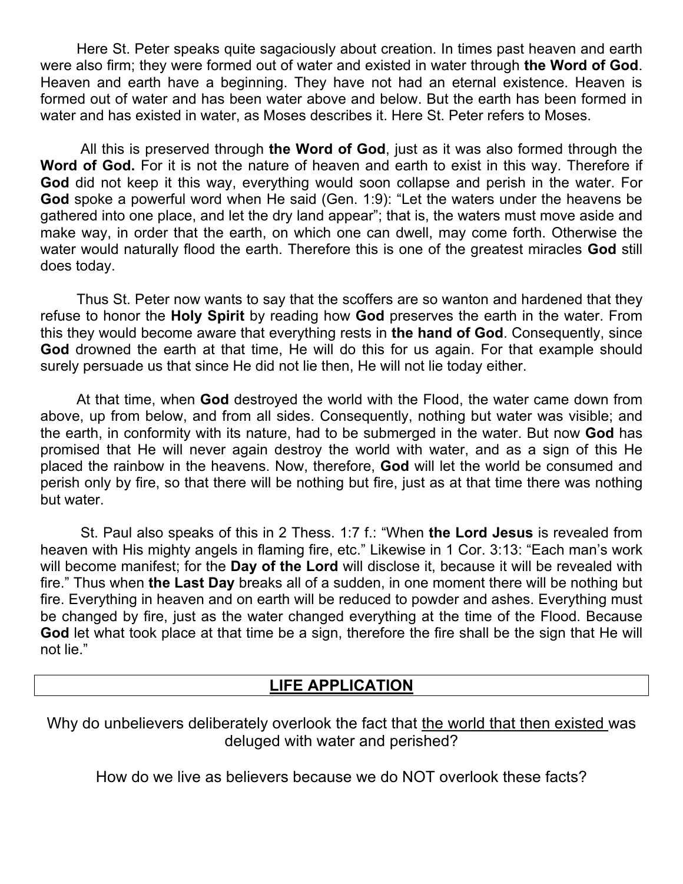Here St. Peter speaks quite sagaciously about creation. In times past heaven and earth were also firm; they were formed out of water and existed in water through **the Word of God**. Heaven and earth have a beginning. They have not had an eternal existence. Heaven is formed out of water and has been water above and below. But the earth has been formed in water and has existed in water, as Moses describes it. Here St. Peter refers to Moses.

All this is preserved through **the Word of God**, just as it was also formed through the **Word of God.** For it is not the nature of heaven and earth to exist in this way. Therefore if **God** did not keep it this way, everything would soon collapse and perish in the water. For **God** spoke a powerful word when He said (Gen. 1:9): "Let the waters under the heavens be gathered into one place, and let the dry land appear"; that is, the waters must move aside and make way, in order that the earth, on which one can dwell, may come forth. Otherwise the water would naturally flood the earth. Therefore this is one of the greatest miracles **God** still does today.

Thus St. Peter now wants to say that the scoffers are so wanton and hardened that they refuse to honor the **Holy Spirit** by reading how **God** preserves the earth in the water. From this they would become aware that everything rests in **the hand of God**. Consequently, since **God** drowned the earth at that time, He will do this for us again. For that example should surely persuade us that since He did not lie then, He will not lie today either.

At that time, when **God** destroyed the world with the Flood, the water came down from above, up from below, and from all sides. Consequently, nothing but water was visible; and the earth, in conformity with its nature, had to be submerged in the water. But now **God** has promised that He will never again destroy the world with water, and as a sign of this He placed the rainbow in the heavens. Now, therefore, **God** will let the world be consumed and perish only by fire, so that there will be nothing but fire, just as at that time there was nothing but water.

St. Paul also speaks of this in 2 Thess. 1:7 f.: "When **the Lord Jesus** is revealed from heaven with His mighty angels in flaming fire, etc." Likewise in 1 Cor. 3:13: "Each man's work will become manifest; for the **Day of the Lord** will disclose it, because it will be revealed with fire." Thus when **the Last Day** breaks all of a sudden, in one moment there will be nothing but fire. Everything in heaven and on earth will be reduced to powder and ashes. Everything must be changed by fire, just as the water changed everything at the time of the Flood. Because **God** let what took place at that time be a sign, therefore the fire shall be the sign that He will not lie."

## LIFE APPLICATION

Why do unbelievers deliberately overlook the fact that the world that then existed was deluged with water and perished?

How do we live as believers because we do NOT overlook these facts?